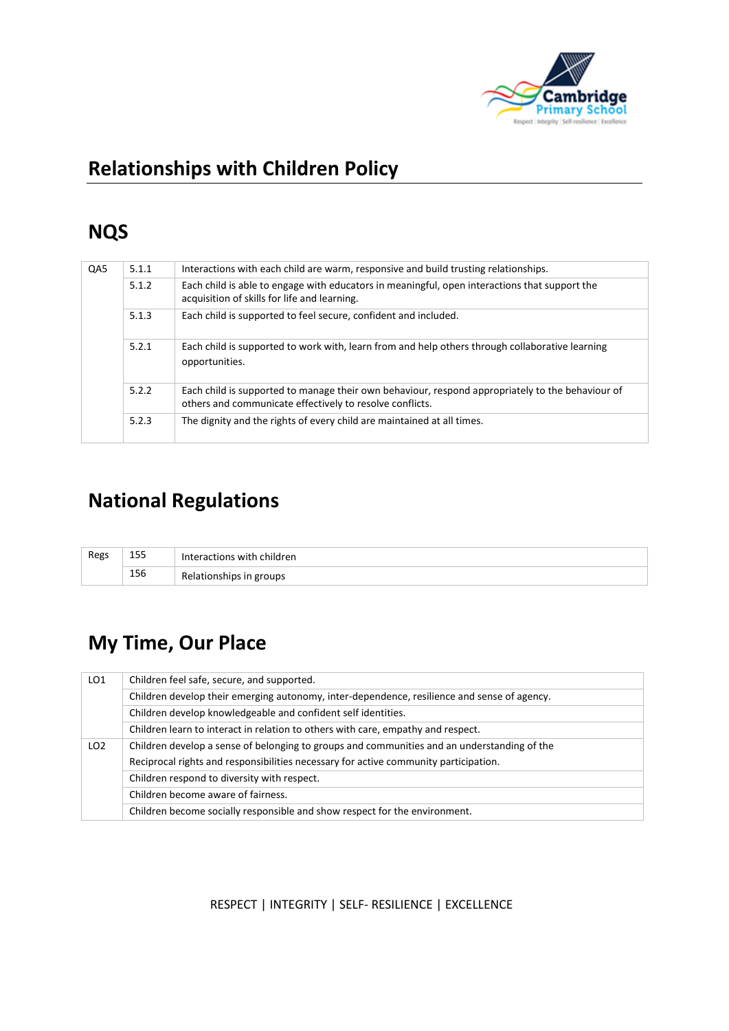# Relationships with Children Policy

## NQS

| | | |
|---|---|---|
| QA5 | 5.1.1 | Interactions with each child are warm, responsive and build trusting relationships. |
| | 5.1.2 | Each child is able to engage with educators in meaningful, open interactions that support the acquisition of skills for life and learning. |
| | 5.1.3 | Each child is supported to feel secure, confident and included. |
| | 5.2.1 | Each child is supported to work with, learn from and help others through collaborative learning opportunities. |
| | 5.2.2 | Each child is supported to manage their own behaviour, respond appropriately to the behaviour of others and communicate effectively to resolve conflicts. |
| | 5.2.3 | The dignity and the rights of every child are maintained at all times. |

## National Regulations

| | | |
|---|---|---|
| Regs | 155 | Interactions with children |
| | 156 | Relationships in groups |

## My Time, Our Place

| | |
|---|---|
| LO1 | Children feel safe, secure, and supported. |
| | Children develop their emerging autonomy, inter-dependence, resilience and sense of agency. |
| | Children develop knowledgeable and confident self identities. |
| | Children learn to interact in relation to others with care, empathy and respect. |
| LO2 | Children develop a sense of belonging to groups and communities and an understanding of the Reciprocal rights and responsibilities necessary for active community participation. |
| | Children respond to diversity with respect. |
| | Children become aware of fairness. |
| | Children become socially responsible and show respect for the environment. |

RESPECT | INTEGRITY | SELF- RESILIENCE | EXCELLENCE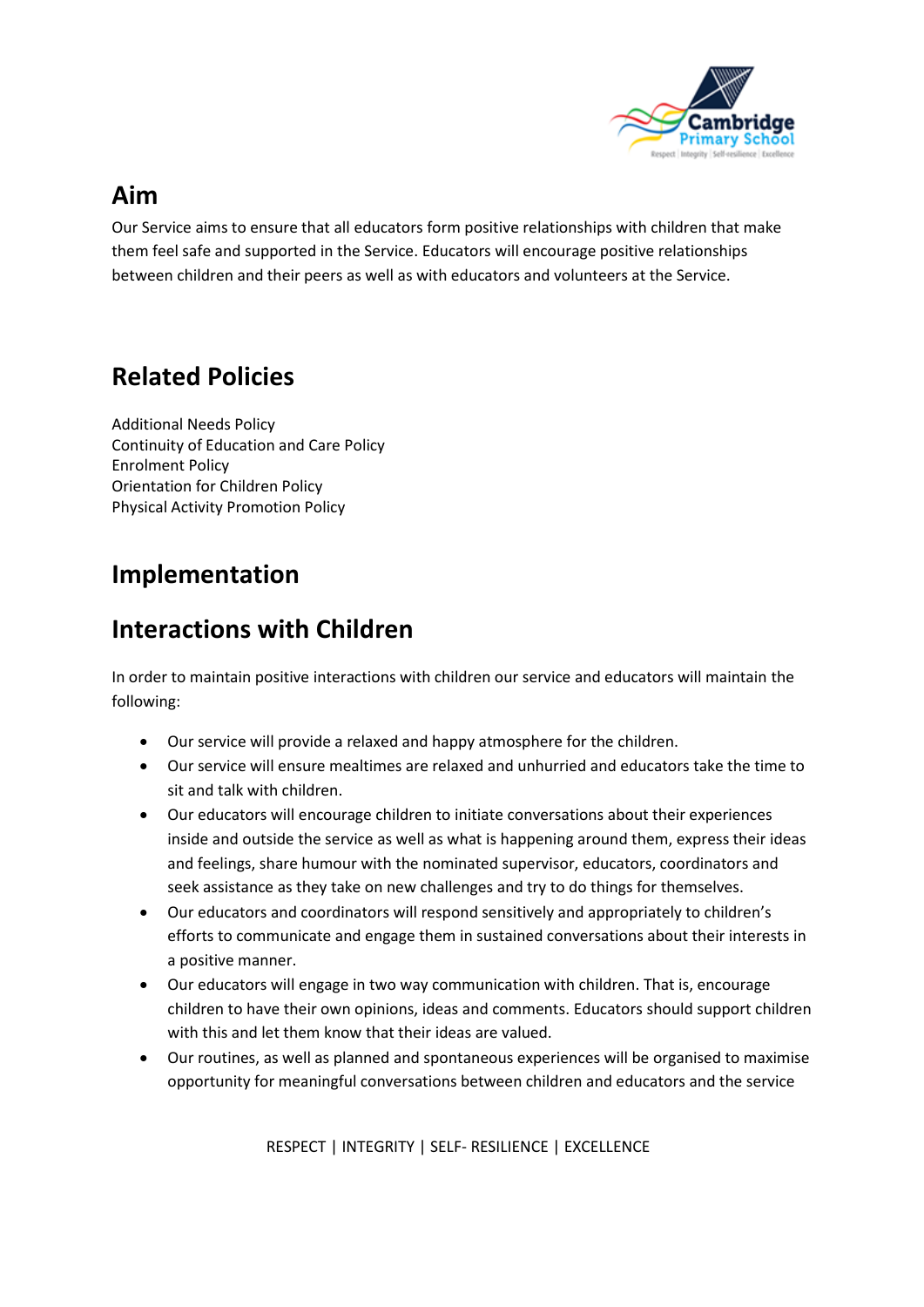## Aim

Our Service aims to ensure that all educators form positive relationships with children that make them feel safe and supported in the Service. Educators will encourage positive relationships between children and their peers as well as with educators and volunteers at the Service.

## Related Policies

Additional Needs Policy
Continuity of Education and Care Policy
Enrolment Policy
Orientation for Children Policy
Physical Activity Promotion Policy

## Implementation

## Interactions with Children

In order to maintain positive interactions with children our service and educators will maintain the following:

- Our service will provide a relaxed and happy atmosphere for the children.
- Our service will ensure mealtimes are relaxed and unhurried and educators take the time to sit and talk with children.
- Our educators will encourage children to initiate conversations about their experiences inside and outside the service as well as what is happening around them, express their ideas and feelings, share humour with the nominated supervisor, educators, coordinators and seek assistance as they take on new challenges and try to do things for themselves.
- Our educators and coordinators will respond sensitively and appropriately to children's efforts to communicate and engage them in sustained conversations about their interests in a positive manner.
- Our educators will engage in two way communication with children. That is, encourage children to have their own opinions, ideas and comments. Educators should support children with this and let them know that their ideas are valued.
- Our routines, as well as planned and spontaneous experiences will be organised to maximise opportunity for meaningful conversations between children and educators and the service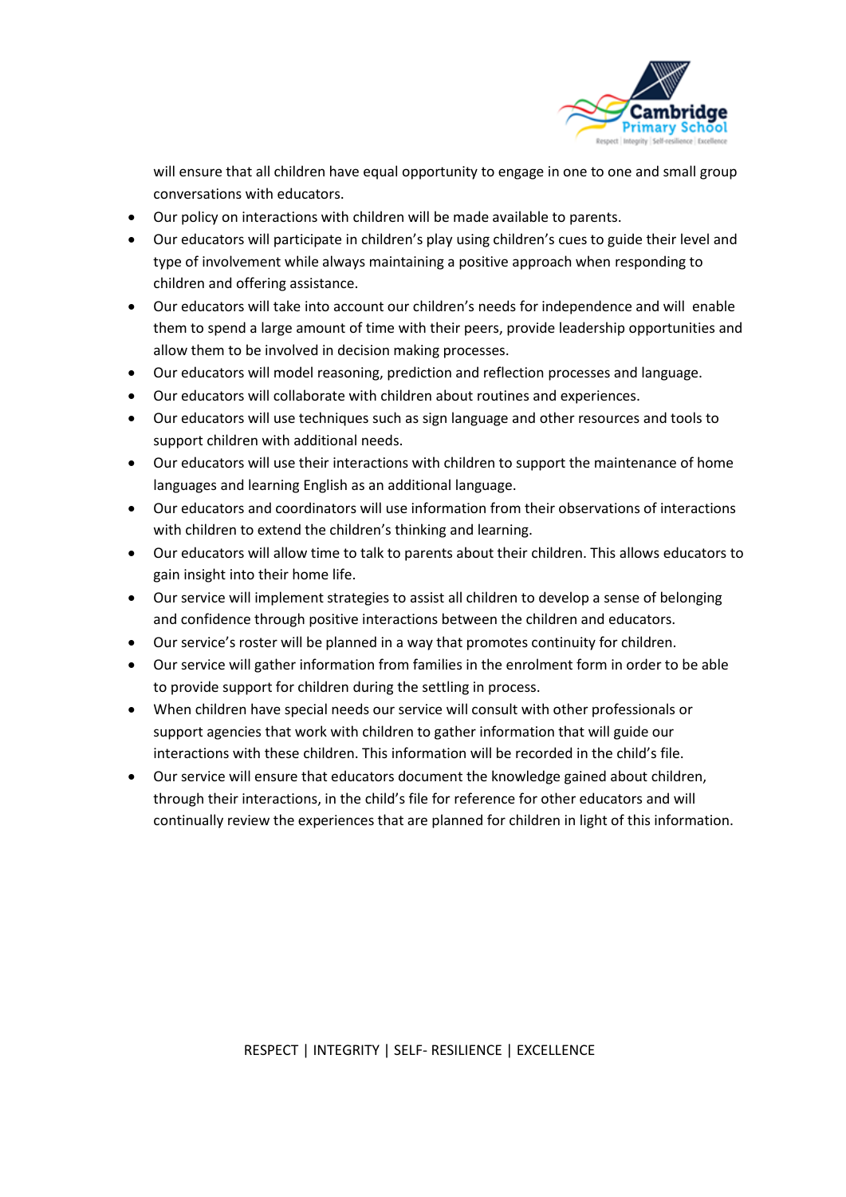will ensure that all children have equal opportunity to engage in one to one and small group conversations with educators.

- Our policy on interactions with children will be made available to parents.
- Our educators will participate in children's play using children's cues to guide their level and type of involvement while always maintaining a positive approach when responding to children and offering assistance.
- Our educators will take into account our children's needs for independence and will enable them to spend a large amount of time with their peers, provide leadership opportunities and allow them to be involved in decision making processes.
- Our educators will model reasoning, prediction and reflection processes and language.
- Our educators will collaborate with children about routines and experiences.
- Our educators will use techniques such as sign language and other resources and tools to support children with additional needs.
- Our educators will use their interactions with children to support the maintenance of home languages and learning English as an additional language.
- Our educators and coordinators will use information from their observations of interactions with children to extend the children's thinking and learning.
- Our educators will allow time to talk to parents about their children. This allows educators to gain insight into their home life.
- Our service will implement strategies to assist all children to develop a sense of belonging and confidence through positive interactions between the children and educators.
- Our service's roster will be planned in a way that promotes continuity for children.
- Our service will gather information from families in the enrolment form in order to be able to provide support for children during the settling in process.
- When children have special needs our service will consult with other professionals or support agencies that work with children to gather information that will guide our interactions with these children. This information will be recorded in the child's file.
- Our service will ensure that educators document the knowledge gained about children, through their interactions, in the child's file for reference for other educators and will continually review the experiences that are planned for children in light of this information.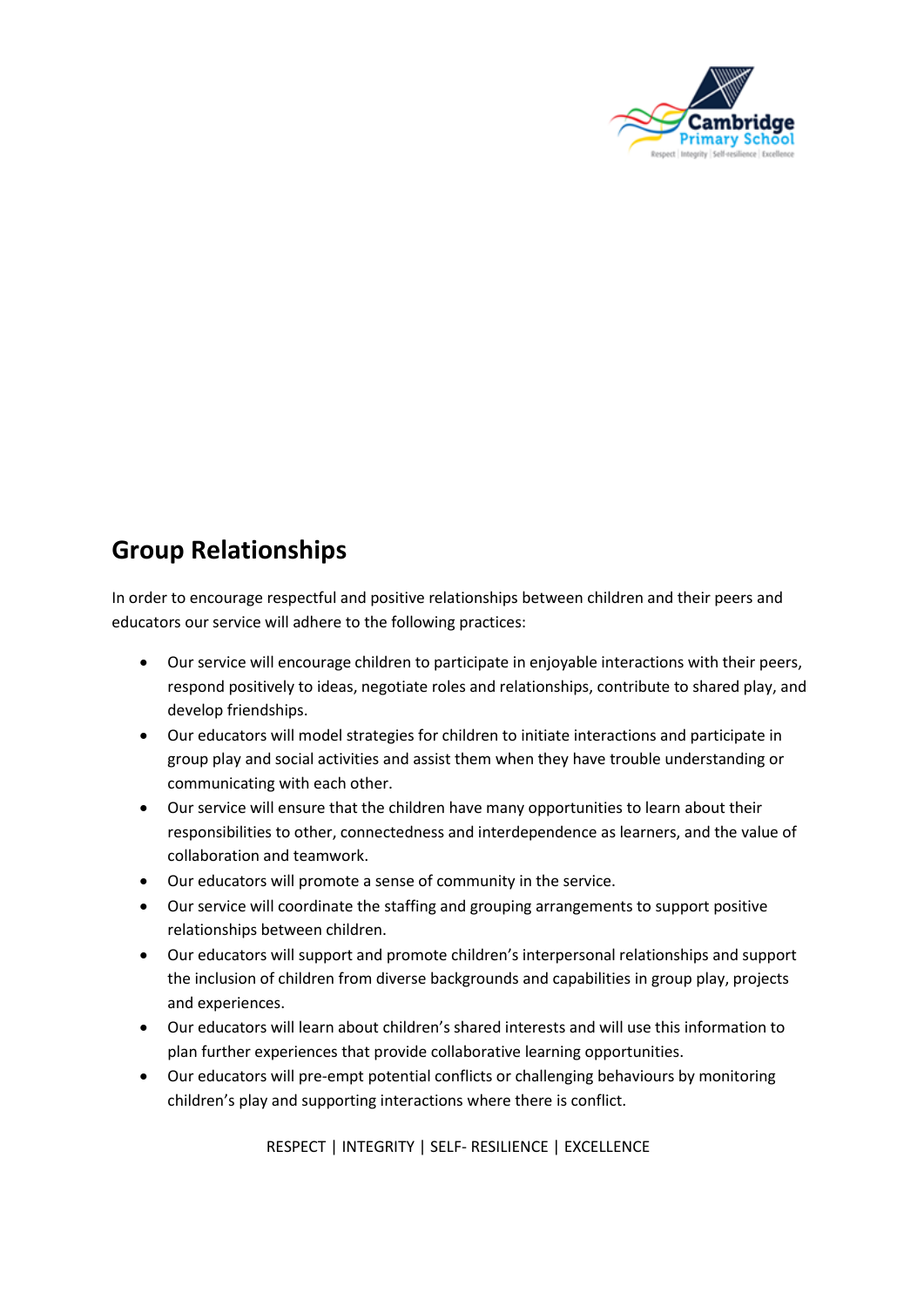## Group Relationships

In order to encourage respectful and positive relationships between children and their peers and educators our service will adhere to the following practices:

- Our service will encourage children to participate in enjoyable interactions with their peers, respond positively to ideas, negotiate roles and relationships, contribute to shared play, and develop friendships.
- Our educators will model strategies for children to initiate interactions and participate in group play and social activities and assist them when they have trouble understanding or communicating with each other.
- Our service will ensure that the children have many opportunities to learn about their responsibilities to other, connectedness and interdependence as learners, and the value of collaboration and teamwork.
- Our educators will promote a sense of community in the service.
- Our service will coordinate the staffing and grouping arrangements to support positive relationships between children.
- Our educators will support and promote children's interpersonal relationships and support the inclusion of children from diverse backgrounds and capabilities in group play, projects and experiences.
- Our educators will learn about children's shared interests and will use this information to plan further experiences that provide collaborative learning opportunities.
- Our educators will pre-empt potential conflicts or challenging behaviours by monitoring children's play and supporting interactions where there is conflict.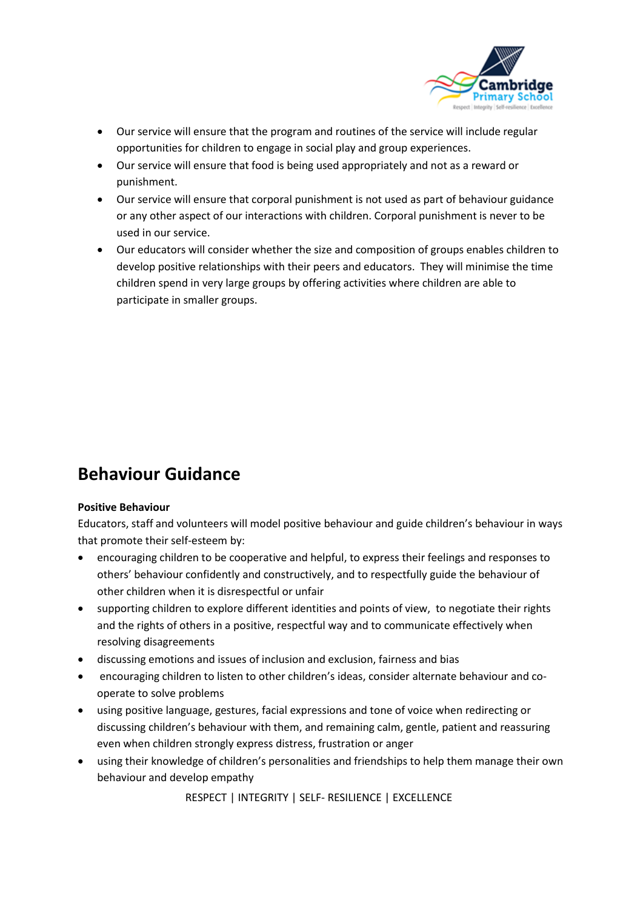- Our service will ensure that the program and routines of the service will include regular opportunities for children to engage in social play and group experiences.
- Our service will ensure that food is being used appropriately and not as a reward or punishment.
- Our service will ensure that corporal punishment is not used as part of behaviour guidance or any other aspect of our interactions with children. Corporal punishment is never to be used in our service.
- Our educators will consider whether the size and composition of groups enables children to develop positive relationships with their peers and educators. They will minimise the time children spend in very large groups by offering activities where children are able to participate in smaller groups.

# Behaviour Guidance

**Positive Behaviour**

Educators, staff and volunteers will model positive behaviour and guide children's behaviour in ways that promote their self-esteem by:

- encouraging children to be cooperative and helpful, to express their feelings and responses to others' behaviour confidently and constructively, and to respectfully guide the behaviour of other children when it is disrespectful or unfair
- supporting children to explore different identities and points of view, to negotiate their rights and the rights of others in a positive, respectful way and to communicate effectively when resolving disagreements
- discussing emotions and issues of inclusion and exclusion, fairness and bias
- encouraging children to listen to other children's ideas, consider alternate behaviour and co-operate to solve problems
- using positive language, gestures, facial expressions and tone of voice when redirecting or discussing children's behaviour with them, and remaining calm, gentle, patient and reassuring even when children strongly express distress, frustration or anger
- using their knowledge of children's personalities and friendships to help them manage their own behaviour and develop empathy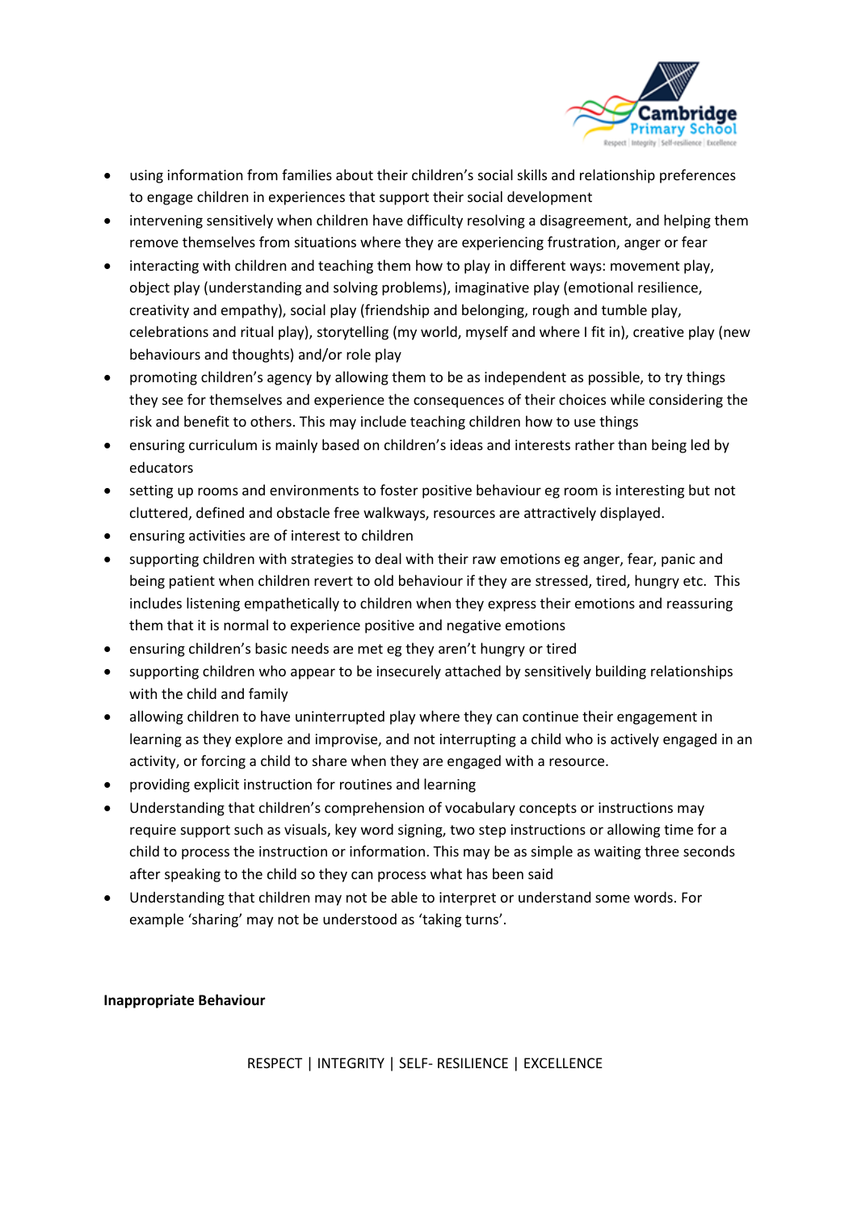- using information from families about their children's social skills and relationship preferences to engage children in experiences that support their social development
- intervening sensitively when children have difficulty resolving a disagreement, and helping them remove themselves from situations where they are experiencing frustration, anger or fear
- interacting with children and teaching them how to play in different ways: movement play, object play (understanding and solving problems), imaginative play (emotional resilience, creativity and empathy), social play (friendship and belonging, rough and tumble play, celebrations and ritual play), storytelling (my world, myself and where I fit in), creative play (new behaviours and thoughts) and/or role play
- promoting children's agency by allowing them to be as independent as possible, to try things they see for themselves and experience the consequences of their choices while considering the risk and benefit to others. This may include teaching children how to use things
- ensuring curriculum is mainly based on children's ideas and interests rather than being led by educators
- setting up rooms and environments to foster positive behaviour eg room is interesting but not cluttered, defined and obstacle free walkways, resources are attractively displayed.
- ensuring activities are of interest to children
- supporting children with strategies to deal with their raw emotions eg anger, fear, panic and being patient when children revert to old behaviour if they are stressed, tired, hungry etc. This includes listening empathetically to children when they express their emotions and reassuring them that it is normal to experience positive and negative emotions
- ensuring children's basic needs are met eg they aren't hungry or tired
- supporting children who appear to be insecurely attached by sensitively building relationships with the child and family
- allowing children to have uninterrupted play where they can continue their engagement in learning as they explore and improvise, and not interrupting a child who is actively engaged in an activity, or forcing a child to share when they are engaged with a resource.
- providing explicit instruction for routines and learning
- Understanding that children's comprehension of vocabulary concepts or instructions may require support such as visuals, key word signing, two step instructions or allowing time for a child to process the instruction or information. This may be as simple as waiting three seconds after speaking to the child so they can process what has been said
- Understanding that children may not be able to interpret or understand some words. For example 'sharing' may not be understood as 'taking turns'.

**Inappropriate Behaviour**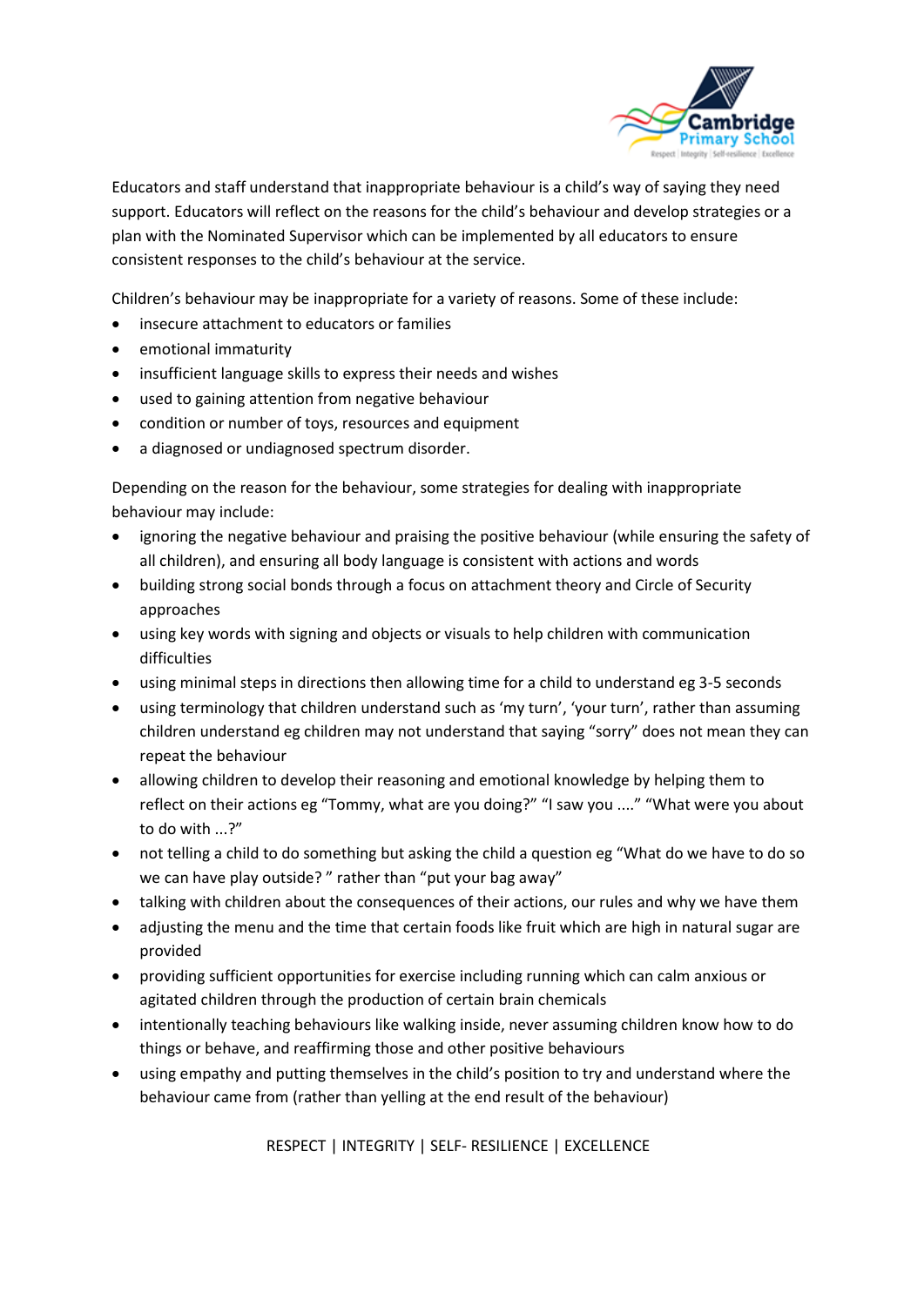Educators and staff understand that inappropriate behaviour is a child's way of saying they need support. Educators will reflect on the reasons for the child's behaviour and develop strategies or a plan with the Nominated Supervisor which can be implemented by all educators to ensure consistent responses to the child's behaviour at the service.

Children's behaviour may be inappropriate for a variety of reasons. Some of these include:

- insecure attachment to educators or families
- emotional immaturity
- insufficient language skills to express their needs and wishes
- used to gaining attention from negative behaviour
- condition or number of toys, resources and equipment
- a diagnosed or undiagnosed spectrum disorder.

Depending on the reason for the behaviour, some strategies for dealing with inappropriate behaviour may include:

- ignoring the negative behaviour and praising the positive behaviour (while ensuring the safety of all children), and ensuring all body language is consistent with actions and words
- building strong social bonds through a focus on attachment theory and Circle of Security approaches
- using key words with signing and objects or visuals to help children with communication difficulties
- using minimal steps in directions then allowing time for a child to understand eg 3-5 seconds
- using terminology that children understand such as 'my turn', 'your turn', rather than assuming children understand eg children may not understand that saying "sorry" does not mean they can repeat the behaviour
- allowing children to develop their reasoning and emotional knowledge by helping them to reflect on their actions eg "Tommy, what are you doing?" "I saw you ...." "What were you about to do with ...?"
- not telling a child to do something but asking the child a question eg "What do we have to do so we can have play outside? " rather than "put your bag away"
- talking with children about the consequences of their actions, our rules and why we have them
- adjusting the menu and the time that certain foods like fruit which are high in natural sugar are provided
- providing sufficient opportunities for exercise including running which can calm anxious or agitated children through the production of certain brain chemicals
- intentionally teaching behaviours like walking inside, never assuming children know how to do things or behave, and reaffirming those and other positive behaviours
- using empathy and putting themselves in the child's position to try and understand where the behaviour came from (rather than yelling at the end result of the behaviour)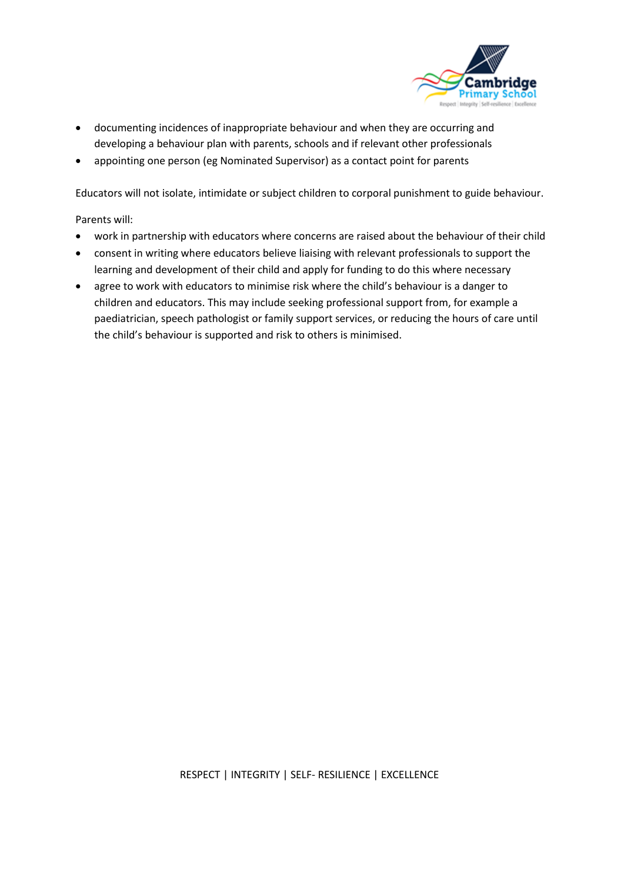- documenting incidences of inappropriate behaviour and when they are occurring and developing a behaviour plan with parents, schools and if relevant other professionals
- appointing one person (eg Nominated Supervisor) as a contact point for parents

Educators will not isolate, intimidate or subject children to corporal punishment to guide behaviour.

Parents will:

- work in partnership with educators where concerns are raised about the behaviour of their child
- consent in writing where educators believe liaising with relevant professionals to support the learning and development of their child and apply for funding to do this where necessary
- agree to work with educators to minimise risk where the child's behaviour is a danger to children and educators. This may include seeking professional support from, for example a paediatrician, speech pathologist or family support services, or reducing the hours of care until the child's behaviour is supported and risk to others is minimised.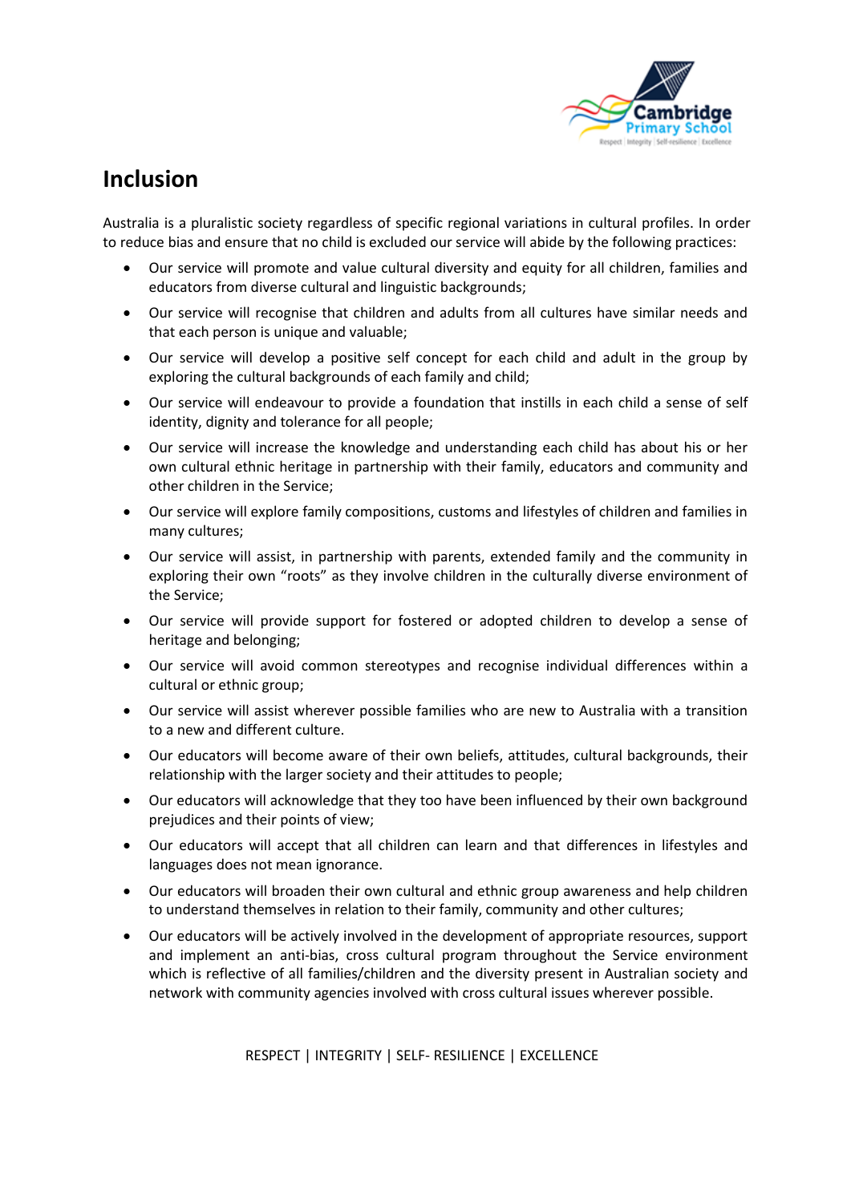## Inclusion

Australia is a pluralistic society regardless of specific regional variations in cultural profiles. In order to reduce bias and ensure that no child is excluded our service will abide by the following practices:

- Our service will promote and value cultural diversity and equity for all children, families and educators from diverse cultural and linguistic backgrounds;
- Our service will recognise that children and adults from all cultures have similar needs and that each person is unique and valuable;
- Our service will develop a positive self concept for each child and adult in the group by exploring the cultural backgrounds of each family and child;
- Our service will endeavour to provide a foundation that instills in each child a sense of self identity, dignity and tolerance for all people;
- Our service will increase the knowledge and understanding each child has about his or her own cultural ethnic heritage in partnership with their family, educators and community and other children in the Service;
- Our service will explore family compositions, customs and lifestyles of children and families in many cultures;
- Our service will assist, in partnership with parents, extended family and the community in exploring their own "roots" as they involve children in the culturally diverse environment of the Service;
- Our service will provide support for fostered or adopted children to develop a sense of heritage and belonging;
- Our service will avoid common stereotypes and recognise individual differences within a cultural or ethnic group;
- Our service will assist wherever possible families who are new to Australia with a transition to a new and different culture.
- Our educators will become aware of their own beliefs, attitudes, cultural backgrounds, their relationship with the larger society and their attitudes to people;
- Our educators will acknowledge that they too have been influenced by their own background prejudices and their points of view;
- Our educators will accept that all children can learn and that differences in lifestyles and languages does not mean ignorance.
- Our educators will broaden their own cultural and ethnic group awareness and help children to understand themselves in relation to their family, community and other cultures;
- Our educators will be actively involved in the development of appropriate resources, support and implement an anti-bias, cross cultural program throughout the Service environment which is reflective of all families/children and the diversity present in Australian society and network with community agencies involved with cross cultural issues wherever possible.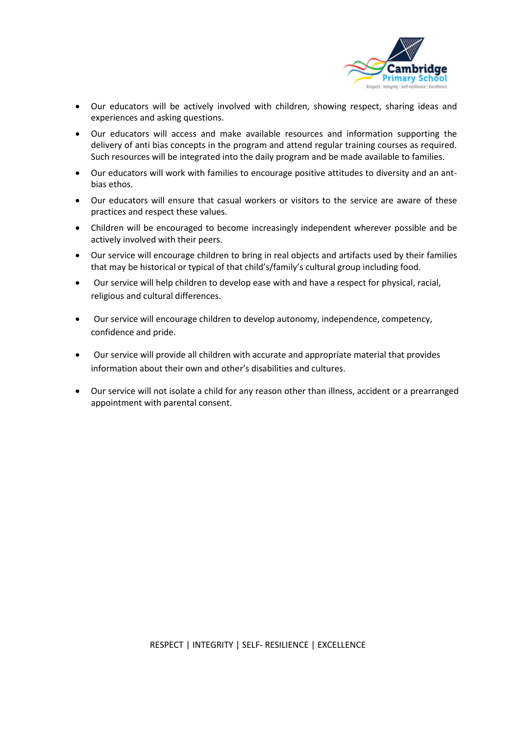- Our educators will be actively involved with children, showing respect, sharing ideas and experiences and asking questions.
- Our educators will access and make available resources and information supporting the delivery of anti bias concepts in the program and attend regular training courses as required. Such resources will be integrated into the daily program and be made available to families.
- Our educators will work with families to encourage positive attitudes to diversity and an ant-bias ethos.
- Our educators will ensure that casual workers or visitors to the service are aware of these practices and respect these values.
- Children will be encouraged to become increasingly independent wherever possible and be actively involved with their peers.
- Our service will encourage children to bring in real objects and artifacts used by their families that may be historical or typical of that child's/family's cultural group including food.
- Our service will help children to develop ease with and have a respect for physical, racial, religious and cultural differences.
- Our service will encourage children to develop autonomy, independence, competency, confidence and pride.
- Our service will provide all children with accurate and appropriate material that provides information about their own and other's disabilities and cultures.
- Our service will not isolate a child for any reason other than illness, accident or a prearranged appointment with parental consent.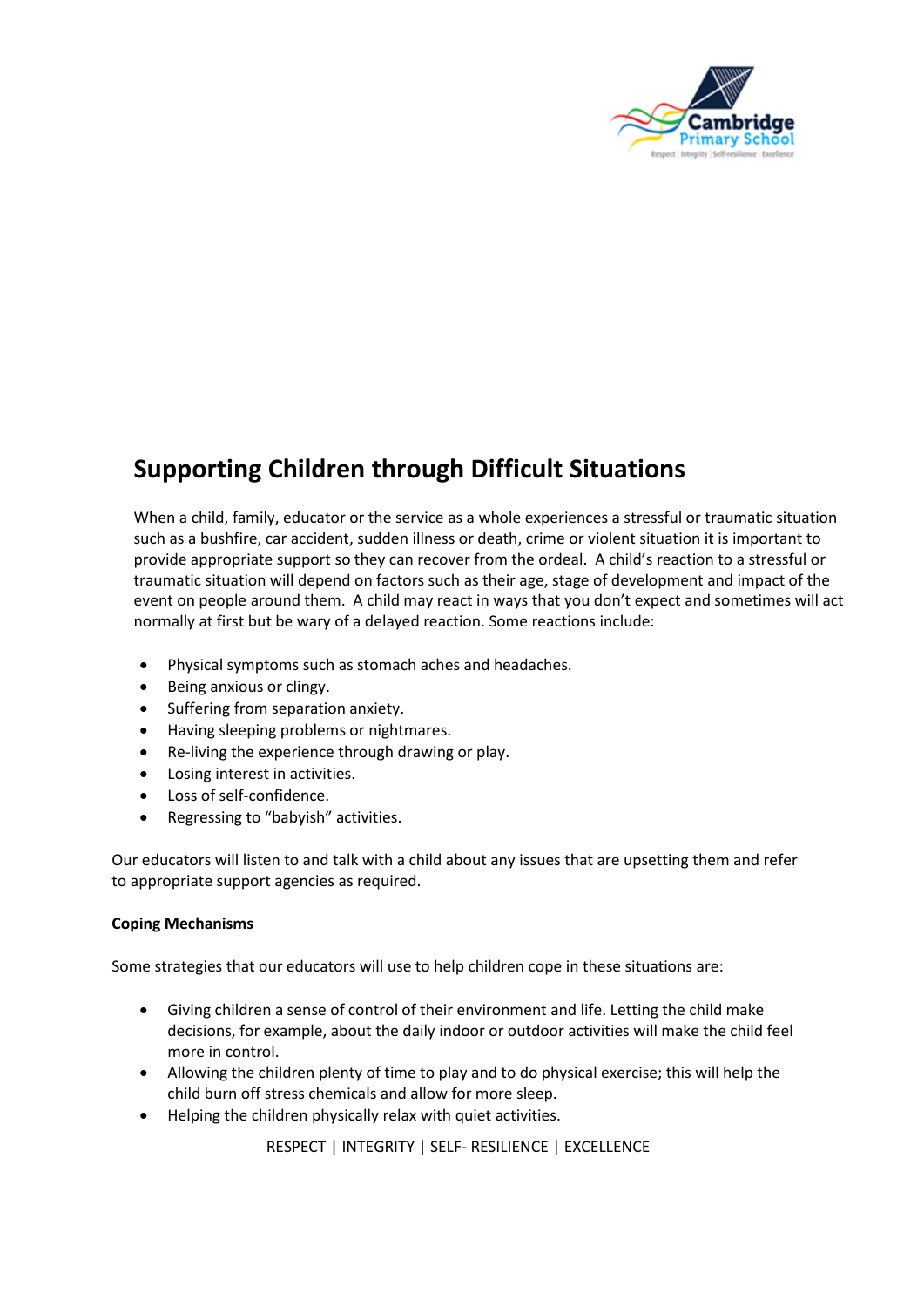## Supporting Children through Difficult Situations

When a child, family, educator or the service as a whole experiences a stressful or traumatic situation such as a bushfire, car accident, sudden illness or death, crime or violent situation it is important to provide appropriate support so they can recover from the ordeal. A child's reaction to a stressful or traumatic situation will depend on factors such as their age, stage of development and impact of the event on people around them. A child may react in ways that you don't expect and sometimes will act normally at first but be wary of a delayed reaction. Some reactions include:

- Physical symptoms such as stomach aches and headaches.
- Being anxious or clingy.
- Suffering from separation anxiety.
- Having sleeping problems or nightmares.
- Re-living the experience through drawing or play.
- Losing interest in activities.
- Loss of self-confidence.
- Regressing to "babyish" activities.

Our educators will listen to and talk with a child about any issues that are upsetting them and refer to appropriate support agencies as required.

**Coping Mechanisms**

Some strategies that our educators will use to help children cope in these situations are:

- Giving children a sense of control of their environment and life. Letting the child make decisions, for example, about the daily indoor or outdoor activities will make the child feel more in control.
- Allowing the children plenty of time to play and to do physical exercise; this will help the child burn off stress chemicals and allow for more sleep.
- Helping the children physically relax with quiet activities.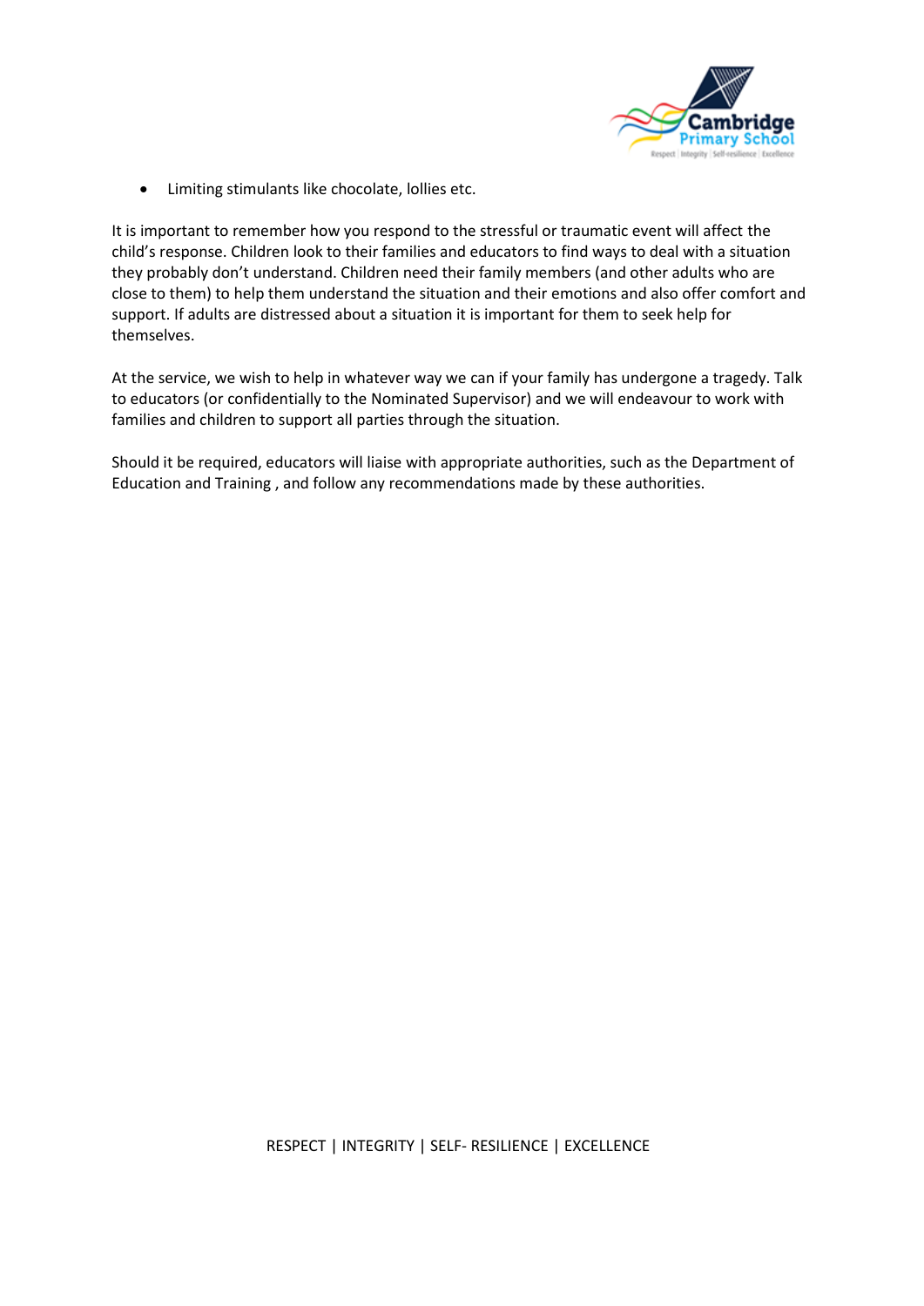- Limiting stimulants like chocolate, lollies etc.

It is important to remember how you respond to the stressful or traumatic event will affect the child's response. Children look to their families and educators to find ways to deal with a situation they probably don't understand. Children need their family members (and other adults who are close to them) to help them understand the situation and their emotions and also offer comfort and support. If adults are distressed about a situation it is important for them to seek help for themselves.

At the service, we wish to help in whatever way we can if your family has undergone a tragedy. Talk to educators (or confidentially to the Nominated Supervisor) and we will endeavour to work with families and children to support all parties through the situation.

Should it be required, educators will liaise with appropriate authorities, such as the Department of Education and Training , and follow any recommendations made by these authorities.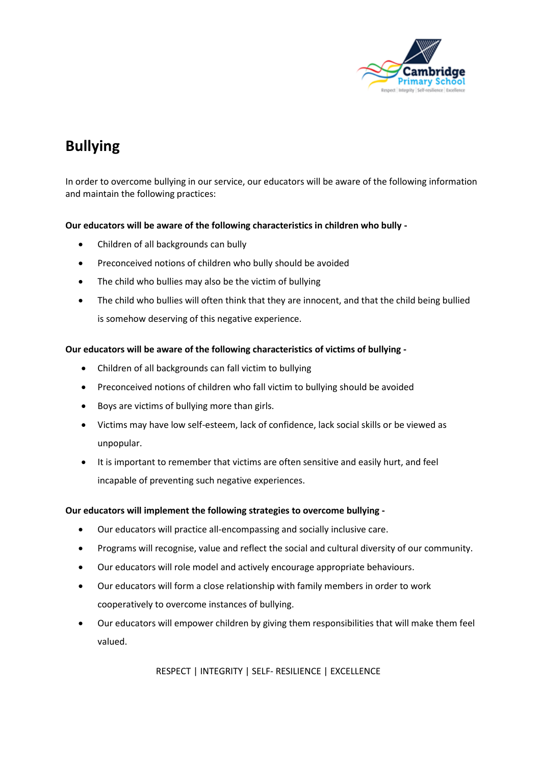# Bullying

In order to overcome bullying in our service, our educators will be aware of the following information and maintain the following practices:

**Our educators will be aware of the following characteristics in children who bully -**

- Children of all backgrounds can bully
- Preconceived notions of children who bully should be avoided
- The child who bullies may also be the victim of bullying
- The child who bullies will often think that they are innocent, and that the child being bullied is somehow deserving of this negative experience.

**Our educators will be aware of the following characteristics of victims of bullying -**

- Children of all backgrounds can fall victim to bullying
- Preconceived notions of children who fall victim to bullying should be avoided
- Boys are victims of bullying more than girls.
- Victims may have low self-esteem, lack of confidence, lack social skills or be viewed as unpopular.
- It is important to remember that victims are often sensitive and easily hurt, and feel incapable of preventing such negative experiences.

**Our educators will implement the following strategies to overcome bullying -**

- Our educators will practice all-encompassing and socially inclusive care.
- Programs will recognise, value and reflect the social and cultural diversity of our community.
- Our educators will role model and actively encourage appropriate behaviours.
- Our educators will form a close relationship with family members in order to work cooperatively to overcome instances of bullying.
- Our educators will empower children by giving them responsibilities that will make them feel valued.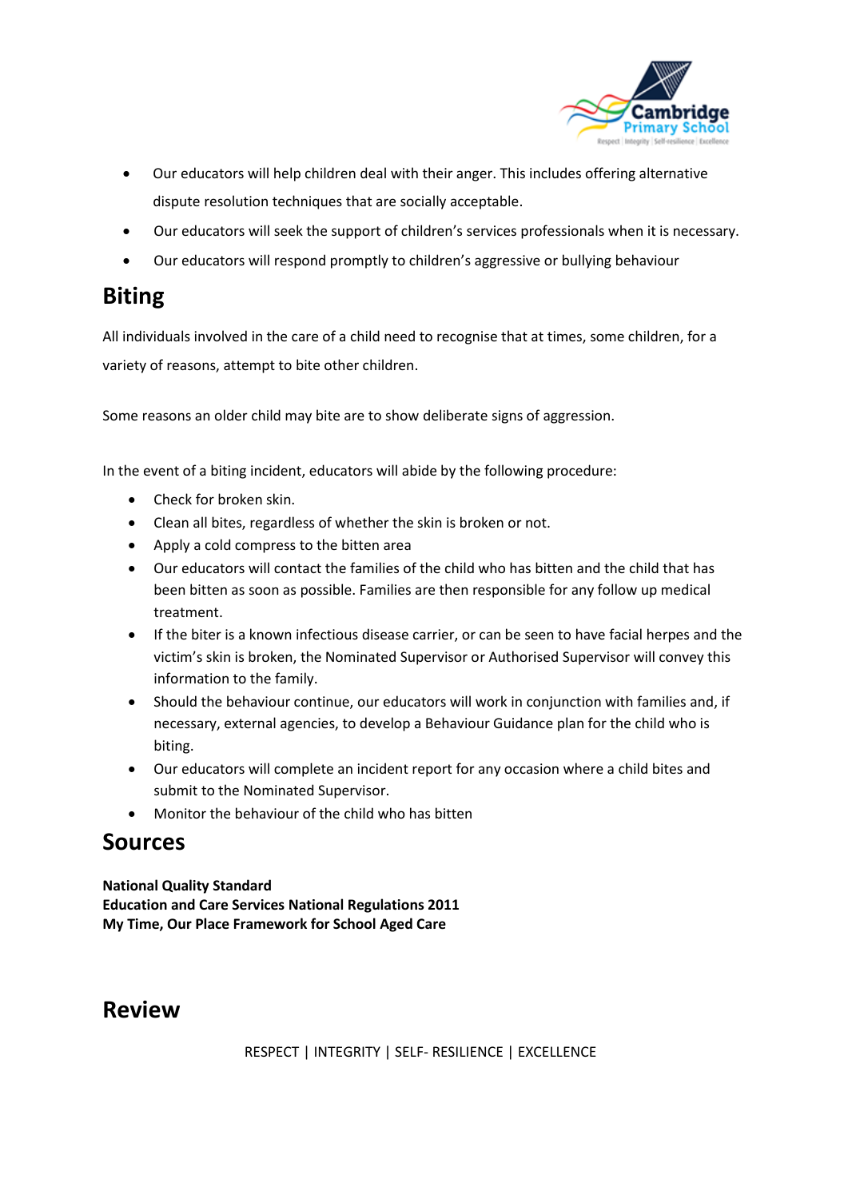- Our educators will help children deal with their anger. This includes offering alternative dispute resolution techniques that are socially acceptable.
- Our educators will seek the support of children's services professionals when it is necessary.
- Our educators will respond promptly to children's aggressive or bullying behaviour

## Biting

All individuals involved in the care of a child need to recognise that at times, some children, for a variety of reasons, attempt to bite other children.

Some reasons an older child may bite are to show deliberate signs of aggression.

In the event of a biting incident, educators will abide by the following procedure:

- Check for broken skin.
- Clean all bites, regardless of whether the skin is broken or not.
- Apply a cold compress to the bitten area
- Our educators will contact the families of the child who has bitten and the child that has been bitten as soon as possible. Families are then responsible for any follow up medical treatment.
- If the biter is a known infectious disease carrier, or can be seen to have facial herpes and the victim's skin is broken, the Nominated Supervisor or Authorised Supervisor will convey this information to the family.
- Should the behaviour continue, our educators will work in conjunction with families and, if necessary, external agencies, to develop a Behaviour Guidance plan for the child who is biting.
- Our educators will complete an incident report for any occasion where a child bites and submit to the Nominated Supervisor.
- Monitor the behaviour of the child who has bitten

## Sources

**National Quality Standard**
**Education and Care Services National Regulations 2011**
**My Time, Our Place Framework for School Aged Care**

## Review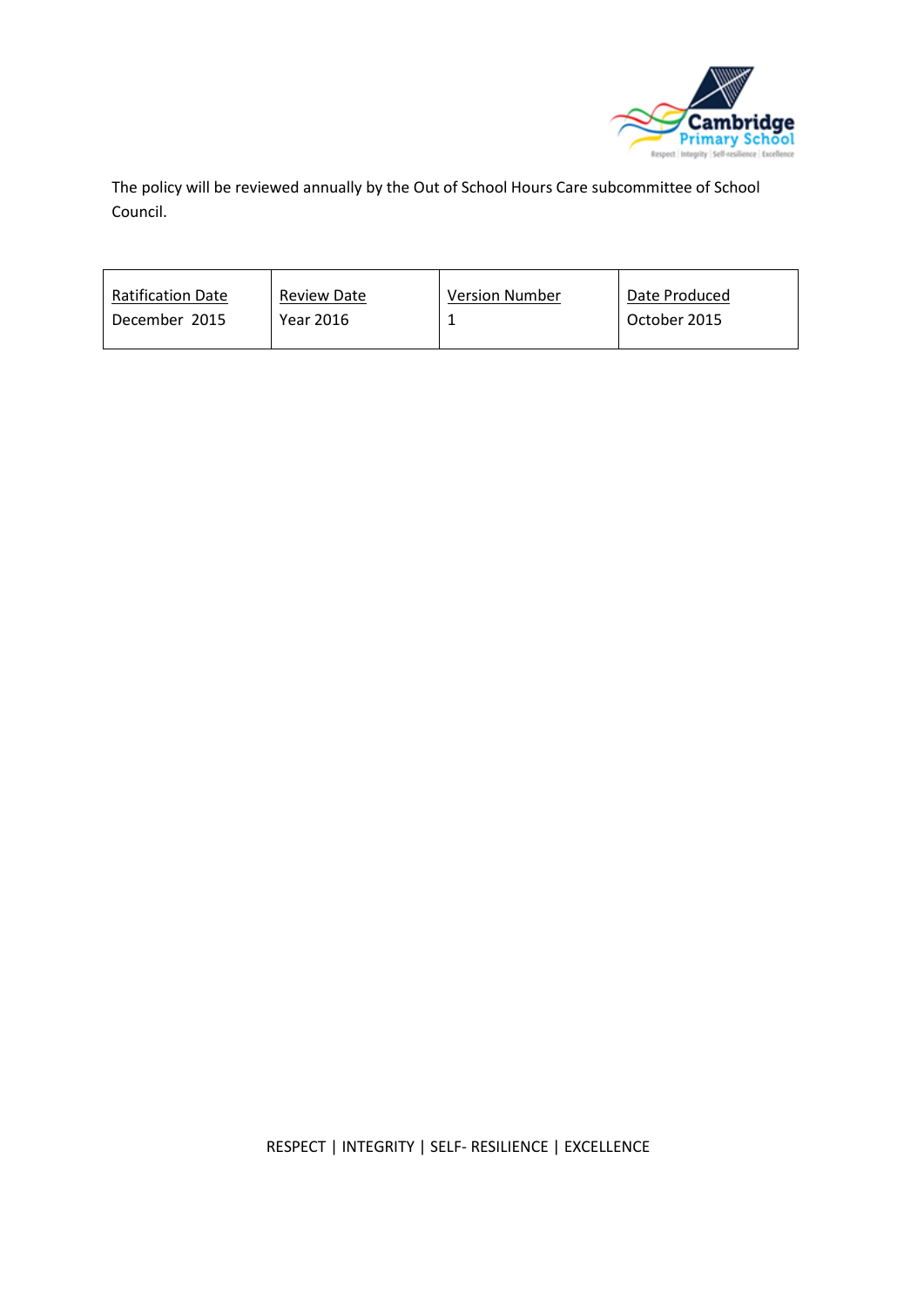The policy will be reviewed annually by the Out of School Hours Care subcommittee of School Council.

| Ratification Date | Review Date | Version Number | Date Produced |
| --- | --- | --- | --- |
| December 2015 | Year 2016 | 1 | October 2015 |